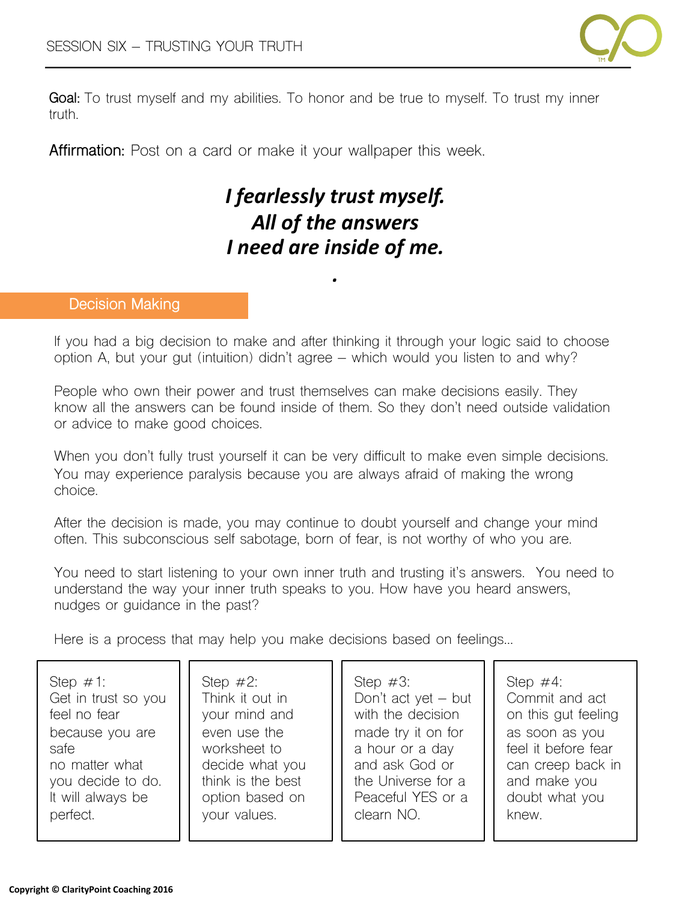# SESSION SIX – TRUSTING YOUR TRUTH

**Goal:** To trust myself and my abilities. To honor and be true to myself. To trust my inner truth.

**Affirmation:** Post on a card or make it your wallpaper this week.

***I fearlessly trust myself.***
***All of the answers***
***I need are inside of me.***

## Decision Making

If you had a big decision to make and after thinking it through your logic said to choose option A, but your gut (intuition) didn't agree – which would you listen to and why?

People who own their power and trust themselves can make decisions easily. They know all the answers can be found inside of them. So they don't need outside validation or advice to make good choices.

When you don't fully trust yourself it can be very difficult to make even simple decisions. You may experience paralysis because you are always afraid of making the wrong choice.

After the decision is made, you may continue to doubt yourself and change your mind often. This subconscious self sabotage, born of fear, is not worthy of who you are.

You need to start listening to your own inner truth and trusting it's answers. You need to understand the way your inner truth speaks to you. How have you heard answers, nudges or guidance in the past?

Here is a process that may help you make decisions based on feelings…

| Step #1: | Step #2: | Step #3: | Step #4: |
| --- | --- | --- | --- |
| Get in trust so you feel no fear because you are safe no matter what you decide to do. It will always be perfect. | Think it out in your mind and even use the worksheet to decide what you think is the best option based on your values. | Don't act yet – but with the decision made try it on for a hour or a day and ask God or the Universe for a Peaceful YES or a clearn NO. | Commit and act on this gut feeling as soon as you feel it before fear can creep back in and make you doubt what you knew. |

Copyright © ClarityPoint Coaching 2016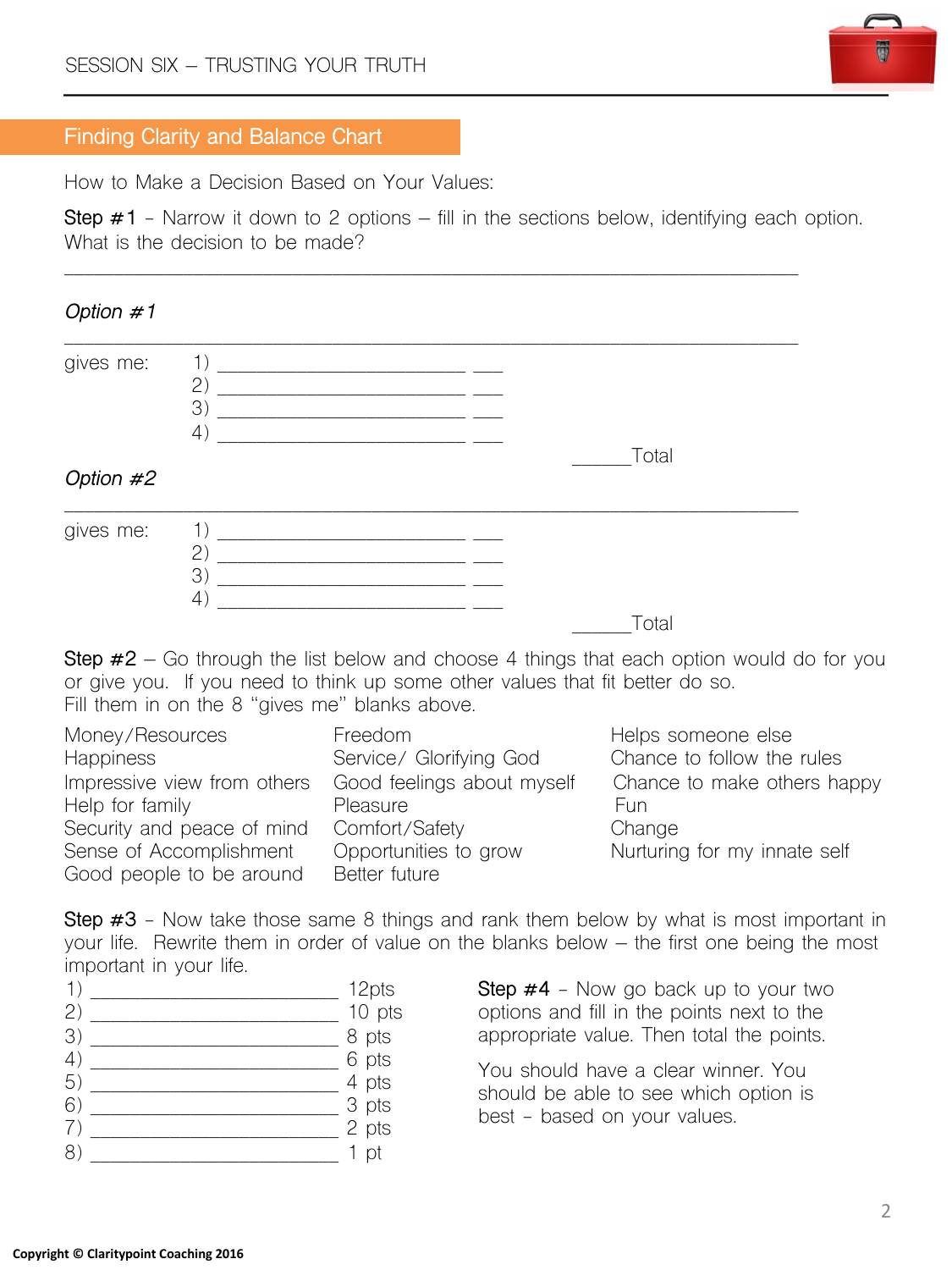## Finding Clarity and Balance Chart

How to Make a Decision Based on Your Values:

**Step #1** – Narrow it down to 2 options – fill in the sections below, identifying each option. What is the decision to be made?

_______________________________________________________________________

*Option #1*

_______________________________________________________________________

gives me:
1) ________________________ ___
2) ________________________ ___
3) ________________________ ___
4) ________________________ ___

______Total

*Option #2*

_______________________________________________________________________

gives me:
1) ________________________ ___
2) ________________________ ___
3) ________________________ ___
4) ________________________ ___

______Total

**Step #2** – Go through the list below and choose 4 things that each option would do for you or give you. If you need to think up some other values that fit better do so. Fill them in on the 8 "gives me" blanks above.

| | | |
|---|---|---|
| Money/Resources | Freedom | Helps someone else |
| Happiness | Service/ Glorifying God | Chance to follow the rules |
| Impressive view from others | Good feelings about myself | Chance to make others happy |
| Help for family | Pleasure | Fun |
| Security and peace of mind | Comfort/Safety | Change |
| Sense of Accomplishment | Opportunities to grow | Nurturing for my innate self |
| Good people to be around | Better future | |

**Step #3** – Now take those same 8 things and rank them below by what is most important in your life. Rewrite them in order of value on the blanks below – the first one being the most important in your life.

1) ________________________ 12pts
2) ________________________ 10 pts
3) ________________________ 8 pts
4) ________________________ 6 pts
5) ________________________ 4 pts
6) ________________________ 3 pts
7) ________________________ 2 pts
8) ________________________ 1 pt

**Step #4** – Now go back up to your two options and fill in the points next to the appropriate value. Then total the points.

You should have a clear winner. You should be able to see which option is best – based on your values.

Copyright © Claritypoint Coaching 2016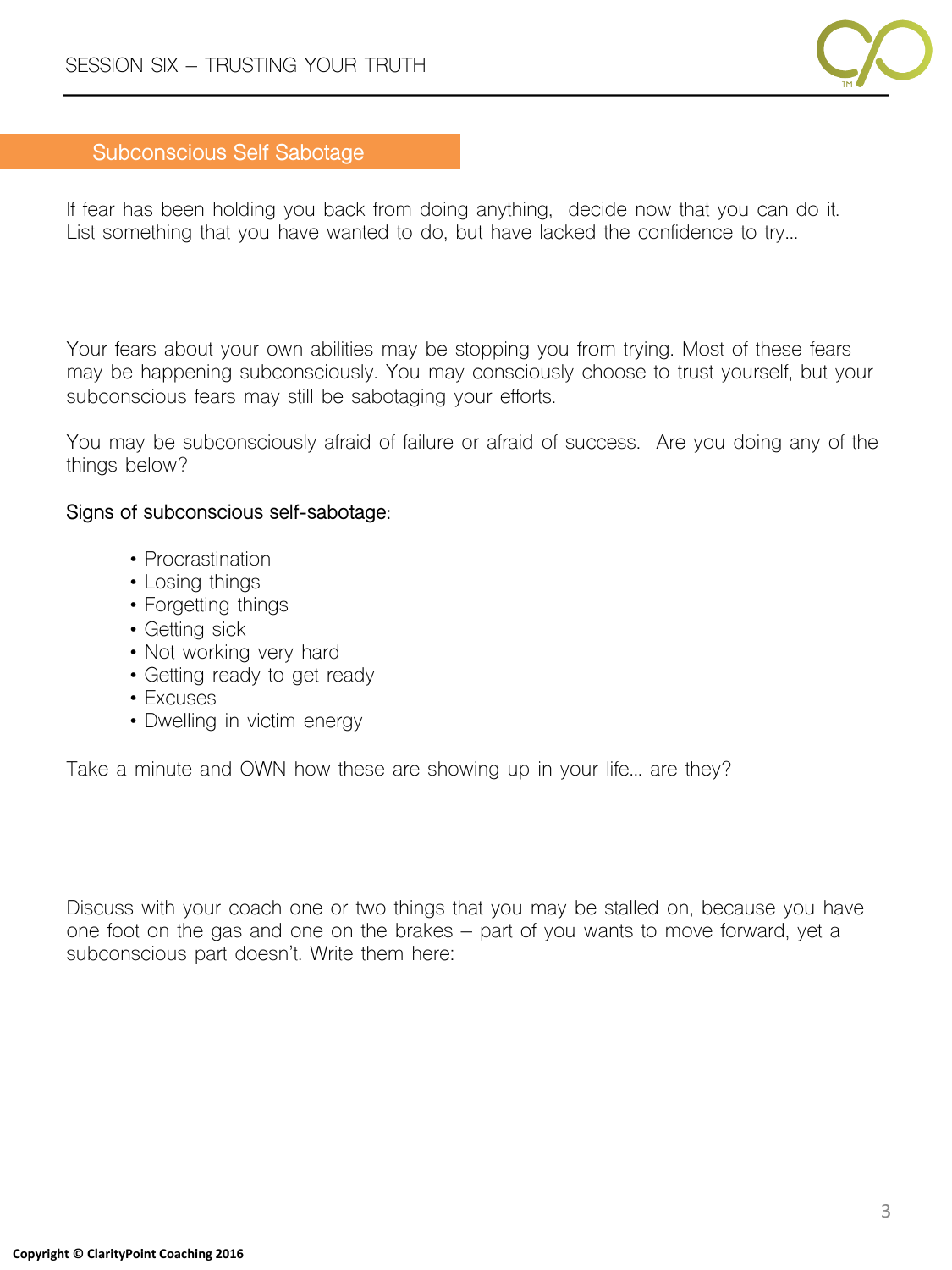## Subconscious Self Sabotage

If fear has been holding you back from doing anything, decide now that you can do it. List something that you have wanted to do, but have lacked the confidence to try…

Your fears about your own abilities may be stopping you from trying. Most of these fears may be happening subconsciously. You may consciously choose to trust yourself, but your subconscious fears may still be sabotaging your efforts.

You may be subconsciously afraid of failure or afraid of success. Are you doing any of the things below?

Signs of subconscious self-sabotage:

- Procrastination
- Losing things
- Forgetting things
- Getting sick
- Not working very hard
- Getting ready to get ready
- Excuses
- Dwelling in victim energy

Take a minute and OWN how these are showing up in your life… are they?

Discuss with your coach one or two things that you may be stalled on, because you have one foot on the gas and one on the brakes – part of you wants to move forward, yet a subconscious part doesn't. Write them here: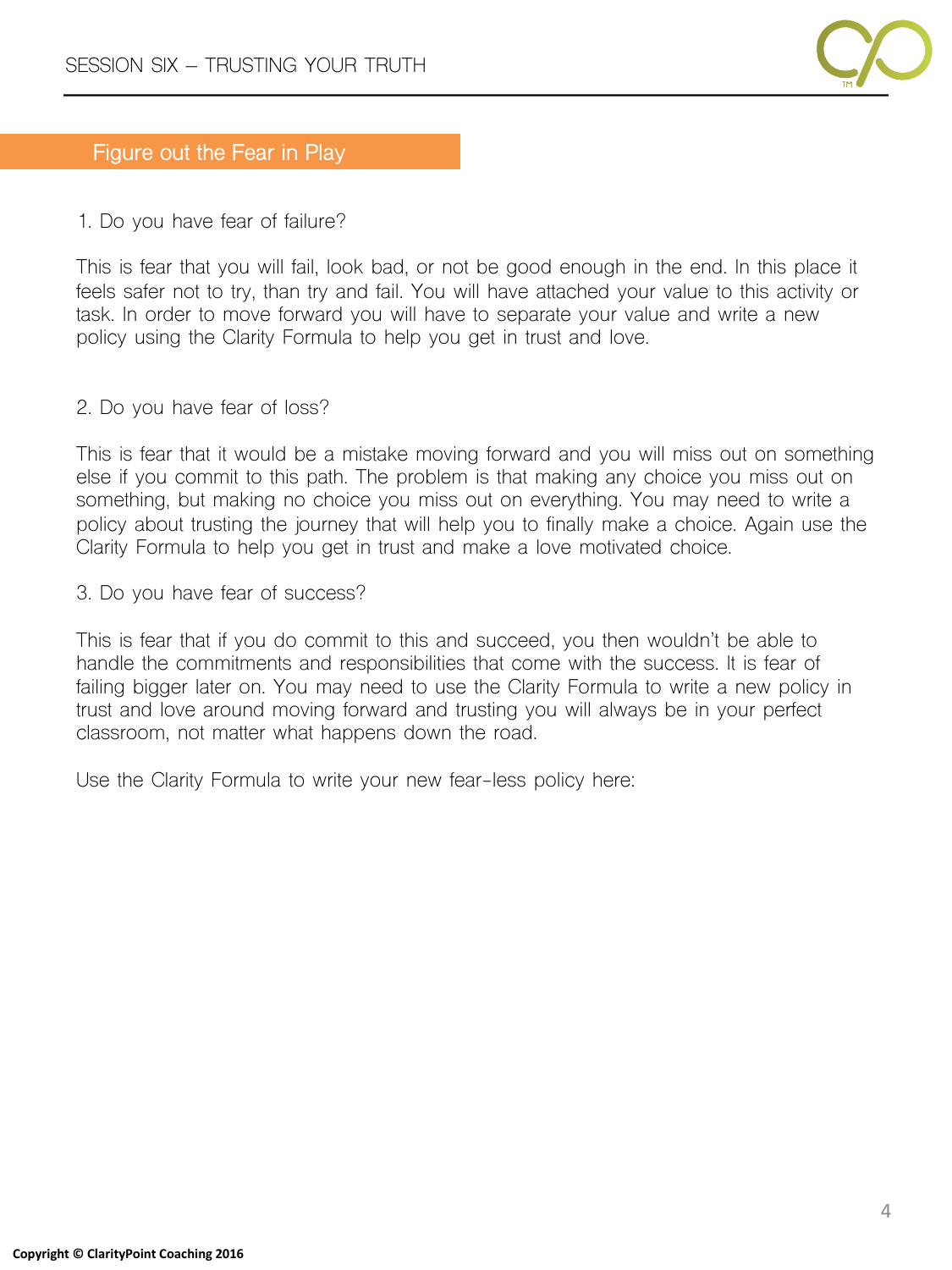## Figure out the Fear in Play

1. Do you have fear of failure?

This is fear that you will fail, look bad, or not be good enough in the end. In this place it feels safer not to try, than try and fail. You will have attached your value to this activity or task. In order to move forward you will have to separate your value and write a new policy using the Clarity Formula to help you get in trust and love.

2. Do you have fear of loss?

This is fear that it would be a mistake moving forward and you will miss out on something else if you commit to this path. The problem is that making any choice you miss out on something, but making no choice you miss out on everything. You may need to write a policy about trusting the journey that will help you to finally make a choice. Again use the Clarity Formula to help you get in trust and make a love motivated choice.

3. Do you have fear of success?

This is fear that if you do commit to this and succeed, you then wouldn't be able to handle the commitments and responsibilities that come with the success. It is fear of failing bigger later on. You may need to use the Clarity Formula to write a new policy in trust and love around moving forward and trusting you will always be in your perfect classroom, not matter what happens down the road.

Use the Clarity Formula to write your new fear-less policy here: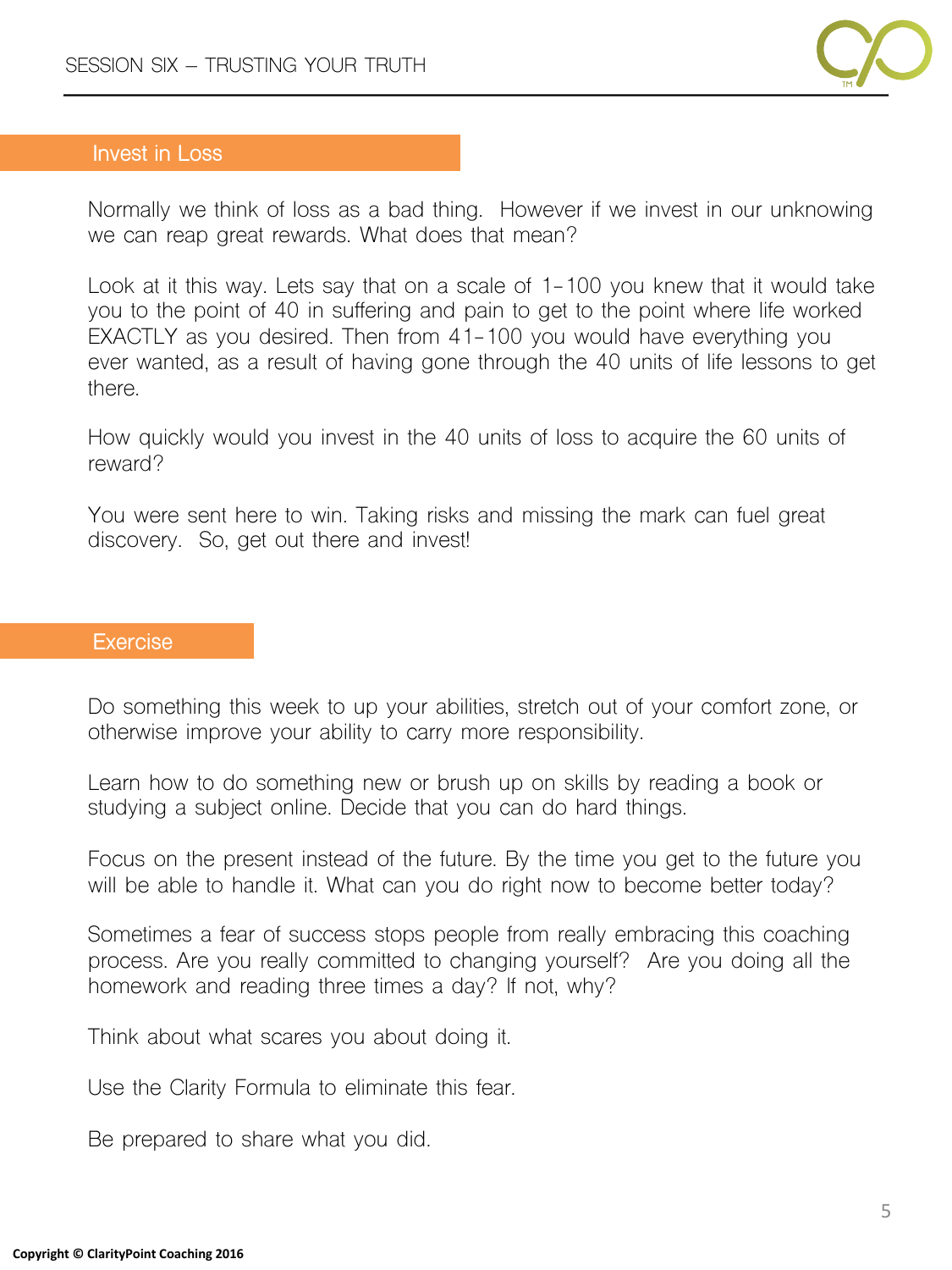## Invest in Loss

Normally we think of loss as a bad thing. However if we invest in our unknowing we can reap great rewards. What does that mean?

Look at it this way. Lets say that on a scale of 1-100 you knew that it would take you to the point of 40 in suffering and pain to get to the point where life worked EXACTLY as you desired. Then from 41-100 you would have everything you ever wanted, as a result of having gone through the 40 units of life lessons to get there.

How quickly would you invest in the 40 units of loss to acquire the 60 units of reward?

You were sent here to win. Taking risks and missing the mark can fuel great discovery. So, get out there and invest!

## Exercise

Do something this week to up your abilities, stretch out of your comfort zone, or otherwise improve your ability to carry more responsibility.

Learn how to do something new or brush up on skills by reading a book or studying a subject online. Decide that you can do hard things.

Focus on the present instead of the future. By the time you get to the future you will be able to handle it. What can you do right now to become better today?

Sometimes a fear of success stops people from really embracing this coaching process. Are you really committed to changing yourself? Are you doing all the homework and reading three times a day? If not, why?

Think about what scares you about doing it.

Use the Clarity Formula to eliminate this fear.

Be prepared to share what you did.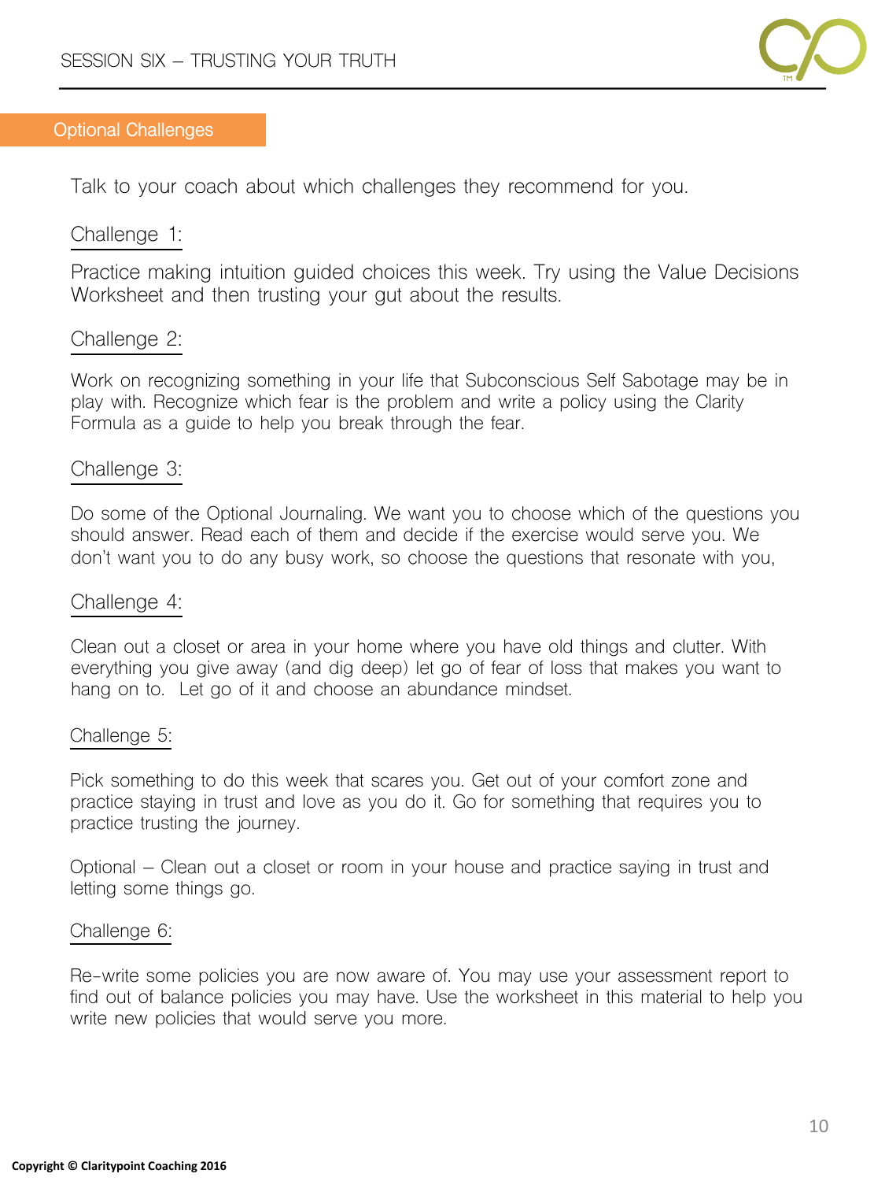## Optional Challenges

Talk to your coach about which challenges they recommend for you.

Challenge 1:

Practice making intuition guided choices this week. Try using the Value Decisions Worksheet and then trusting your gut about the results.

Challenge 2:

Work on recognizing something in your life that Subconscious Self Sabotage may be in play with. Recognize which fear is the problem and write a policy using the Clarity Formula as a guide to help you break through the fear.

Challenge 3:

Do some of the Optional Journaling. We want you to choose which of the questions you should answer. Read each of them and decide if the exercise would serve you. We don't want you to do any busy work, so choose the questions that resonate with you,

Challenge 4:

Clean out a closet or area in your home where you have old things and clutter. With everything you give away (and dig deep) let go of fear of loss that makes you want to hang on to. Let go of it and choose an abundance mindset.

Challenge 5:

Pick something to do this week that scares you. Get out of your comfort zone and practice staying in trust and love as you do it. Go for something that requires you to practice trusting the journey.

Optional – Clean out a closet or room in your house and practice saying in trust and letting some things go.

Challenge 6:

Re-write some policies you are now aware of. You may use your assessment report to find out of balance policies you may have. Use the worksheet in this material to help you write new policies that would serve you more.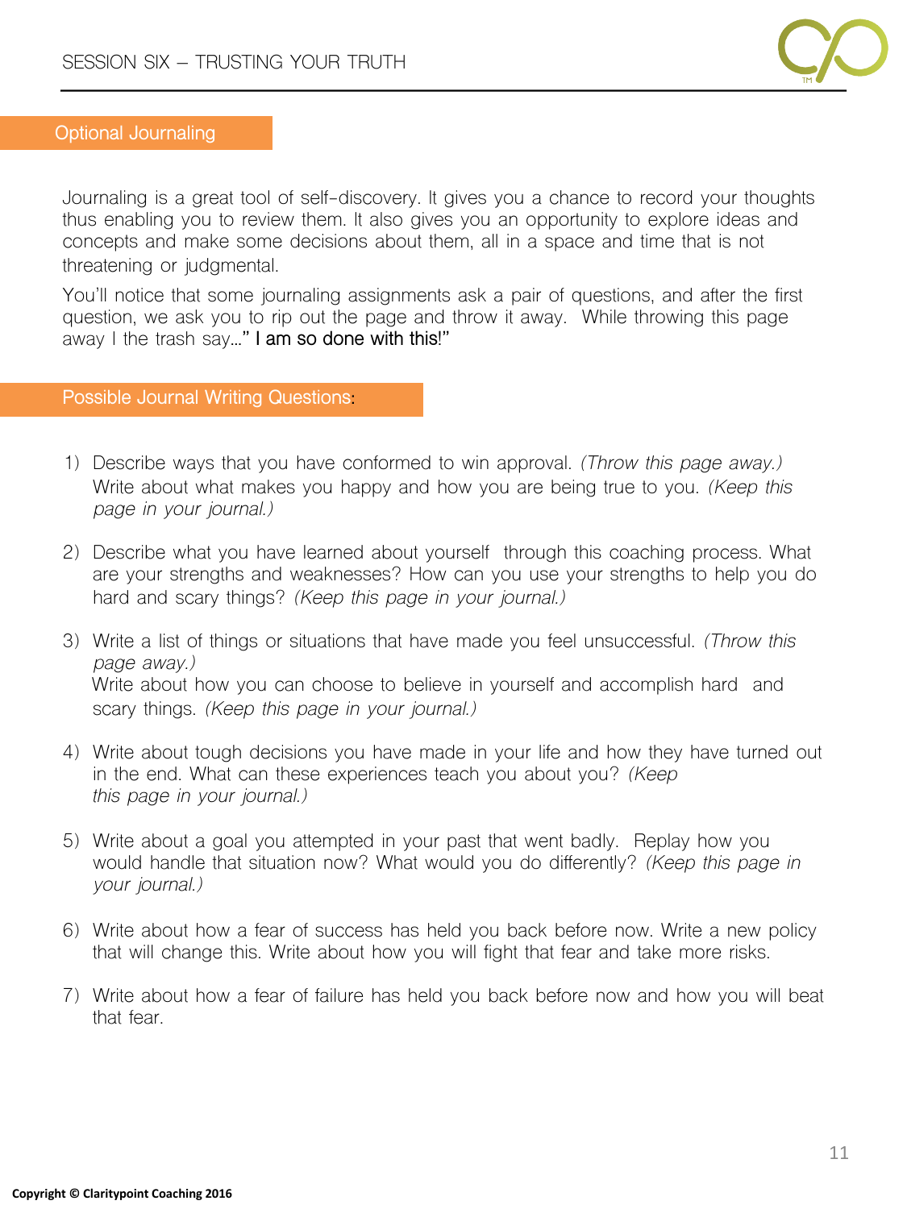## Optional Journaling

Journaling is a great tool of self-discovery. It gives you a chance to record your thoughts thus enabling you to review them. It also gives you an opportunity to explore ideas and concepts and make some decisions about them, all in a space and time that is not threatening or judgmental.

You'll notice that some journaling assignments ask a pair of questions, and after the first question, we ask you to rip out the page and throw it away. While throwing this page away I the trash say…" I am so done with this!"

## Possible Journal Writing Questions:

1) Describe ways that you have conformed to win approval. *(Throw this page away.)* Write about what makes you happy and how you are being true to you. *(Keep this page in your journal.)*

2) Describe what you have learned about yourself through this coaching process. What are your strengths and weaknesses? How can you use your strengths to help you do hard and scary things? *(Keep this page in your journal.)*

3) Write a list of things or situations that have made you feel unsuccessful. *(Throw this page away.)*
   Write about how you can choose to believe in yourself and accomplish hard and scary things. *(Keep this page in your journal.)*

4) Write about tough decisions you have made in your life and how they have turned out in the end. What can these experiences teach you about you? *(Keep this page in your journal.)*

5) Write about a goal you attempted in your past that went badly. Replay how you would handle that situation now? What would you do differently? *(Keep this page in your journal.)*

6) Write about how a fear of success has held you back before now. Write a new policy that will change this. Write about how you will fight that fear and take more risks.

7) Write about how a fear of failure has held you back before now and how you will beat that fear.

**Copyright © Claritypoint Coaching 2016**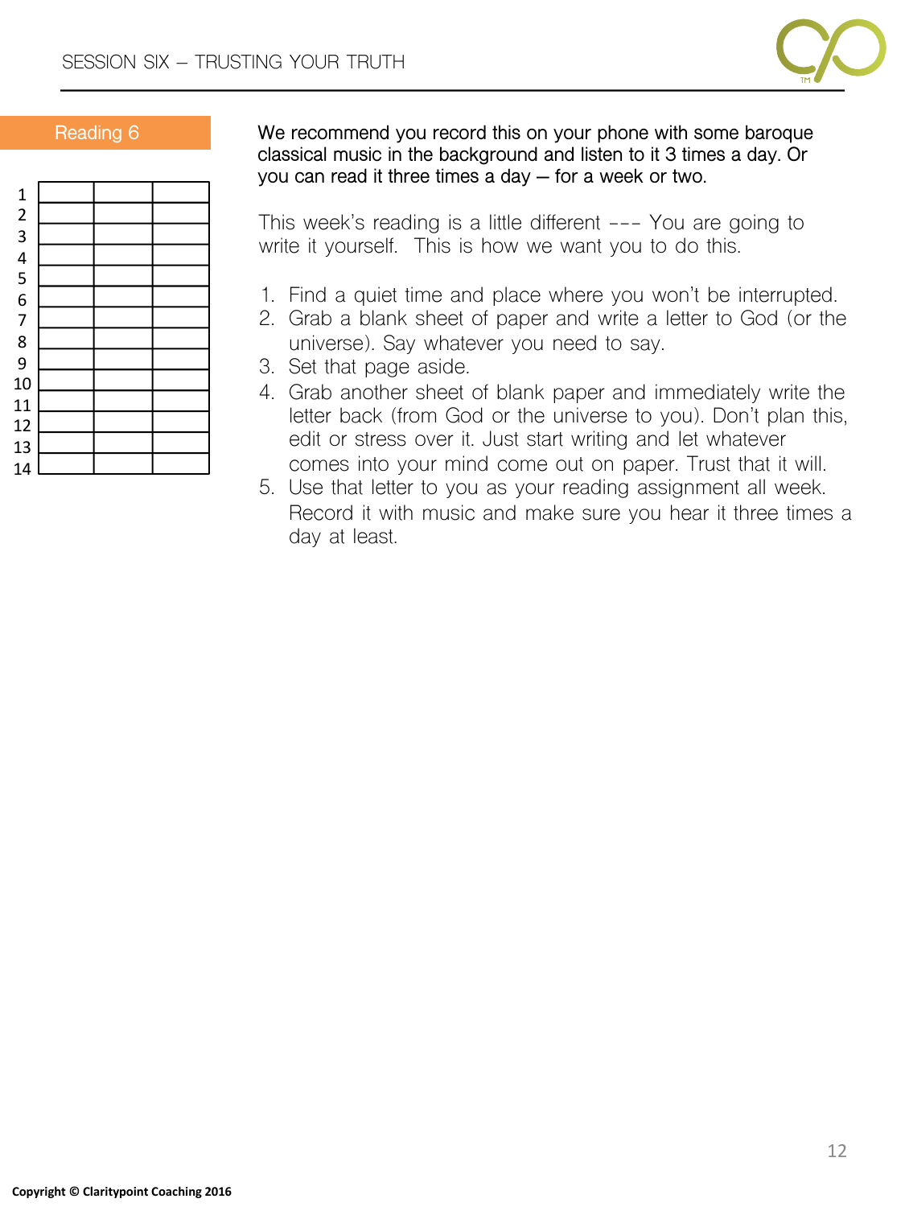## Reading 6

| | | | |
|---|---|---|---|
| 1 | | | |
| 2 | | | |
| 3 | | | |
| 4 | | | |
| 5 | | | |
| 6 | | | |
| 7 | | | |
| 8 | | | |
| 9 | | | |
| 10 | | | |
| 11 | | | |
| 12 | | | |
| 13 | | | |
| 14 | | | |

We recommend you record this on your phone with some baroque classical music in the background and listen to it 3 times a day. Or you can read it three times a day – for a week or two.

This week's reading is a little different --- You are going to write it yourself. This is how we want you to do this.

1. Find a quiet time and place where you won't be interrupted.
2. Grab a blank sheet of paper and write a letter to God (or the universe). Say whatever you need to say.
3. Set that page aside.
4. Grab another sheet of blank paper and immediately write the letter back (from God or the universe to you). Don't plan this, edit or stress over it. Just start writing and let whatever comes into your mind come out on paper. Trust that it will.
5. Use that letter to you as your reading assignment all week. Record it with music and make sure you hear it three times a day at least.